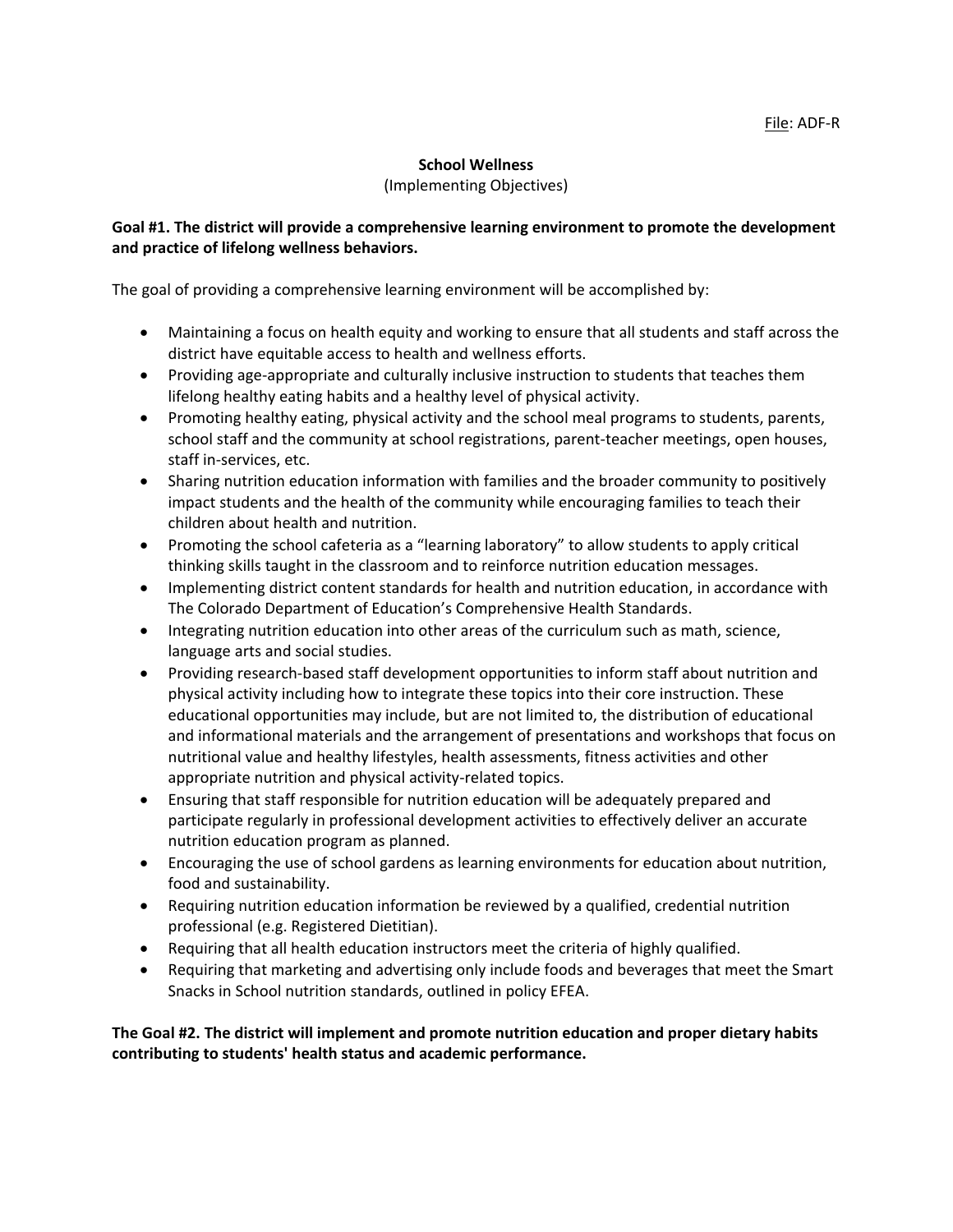File: ADF-R

# School Wellness

(Implementing Objectives)

**Goal #1. The district will provide a comprehensive learning environment to promote the development and practice of lifelong wellness behaviors.**

The goal of providing a comprehensive learning environment will be accomplished by:

- Maintaining a focus on health equity and working to ensure that all students and staff across the district have equitable access to health and wellness efforts.
- Providing age-appropriate and culturally inclusive instruction to students that teaches them lifelong healthy eating habits and a healthy level of physical activity.
- Promoting healthy eating, physical activity and the school meal programs to students, parents, school staff and the community at school registrations, parent-teacher meetings, open houses, staff in-services, etc.
- Sharing nutrition education information with families and the broader community to positively impact students and the health of the community while encouraging families to teach their children about health and nutrition.
- Promoting the school cafeteria as a "learning laboratory" to allow students to apply critical thinking skills taught in the classroom and to reinforce nutrition education messages.
- Implementing district content standards for health and nutrition education, in accordance with The Colorado Department of Education's Comprehensive Health Standards.
- Integrating nutrition education into other areas of the curriculum such as math, science, language arts and social studies.
- Providing research-based staff development opportunities to inform staff about nutrition and physical activity including how to integrate these topics into their core instruction. These educational opportunities may include, but are not limited to, the distribution of educational and informational materials and the arrangement of presentations and workshops that focus on nutritional value and healthy lifestyles, health assessments, fitness activities and other appropriate nutrition and physical activity-related topics.
- Ensuring that staff responsible for nutrition education will be adequately prepared and participate regularly in professional development activities to effectively deliver an accurate nutrition education program as planned.
- Encouraging the use of school gardens as learning environments for education about nutrition, food and sustainability.
- Requiring nutrition education information be reviewed by a qualified, credential nutrition professional (e.g. Registered Dietitian).
- Requiring that all health education instructors meet the criteria of highly qualified.
- Requiring that marketing and advertising only include foods and beverages that meet the Smart Snacks in School nutrition standards, outlined in policy EFEA.

**The Goal #2. The district will implement and promote nutrition education and proper dietary habits contributing to students' health status and academic performance.**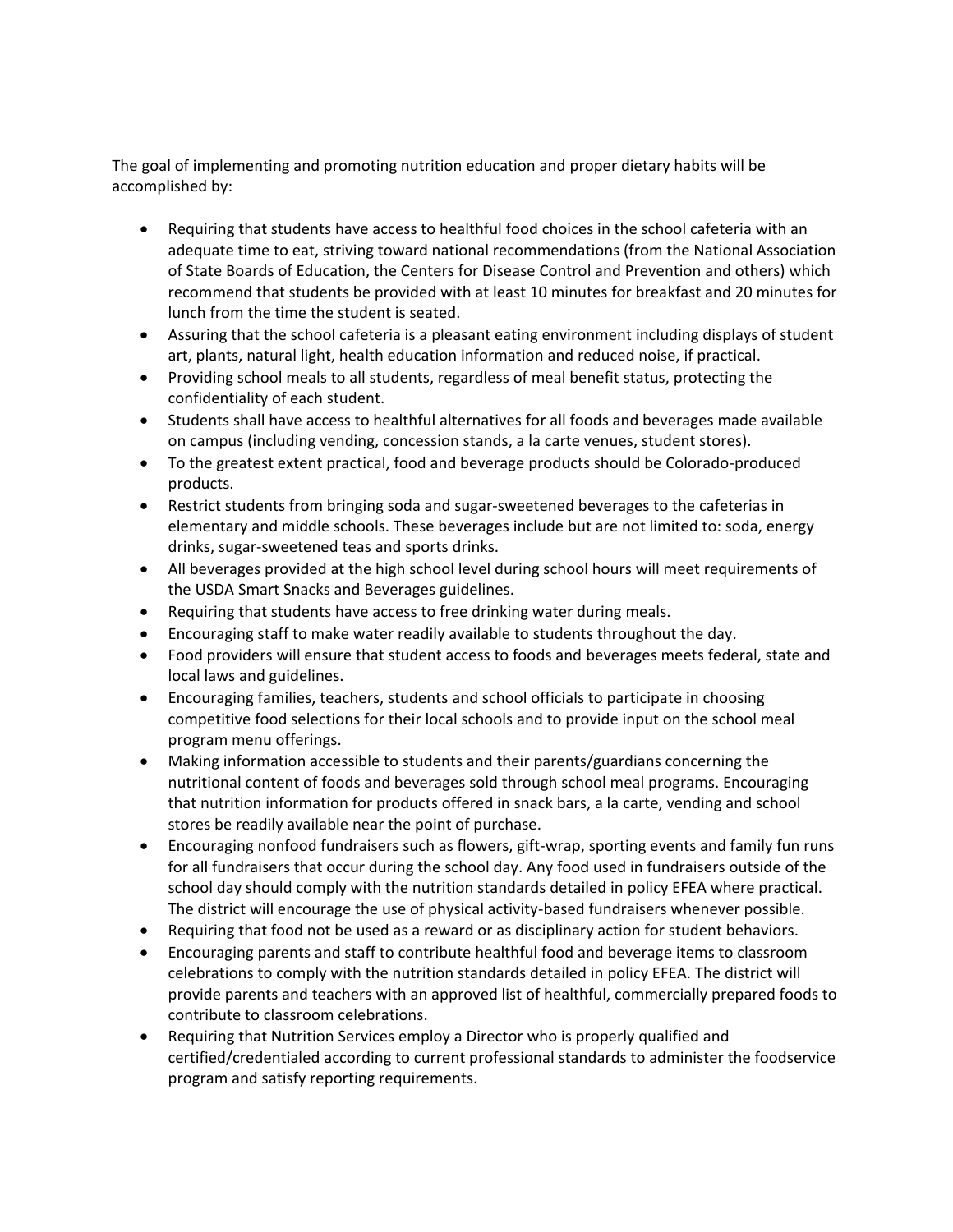The goal of implementing and promoting nutrition education and proper dietary habits will be accomplished by:

- Requiring that students have access to healthful food choices in the school cafeteria with an adequate time to eat, striving toward national recommendations (from the National Association of State Boards of Education, the Centers for Disease Control and Prevention and others) which recommend that students be provided with at least 10 minutes for breakfast and 20 minutes for lunch from the time the student is seated.
- Assuring that the school cafeteria is a pleasant eating environment including displays of student art, plants, natural light, health education information and reduced noise, if practical.
- Providing school meals to all students, regardless of meal benefit status, protecting the confidentiality of each student.
- Students shall have access to healthful alternatives for all foods and beverages made available on campus (including vending, concession stands, a la carte venues, student stores).
- To the greatest extent practical, food and beverage products should be Colorado-produced products.
- Restrict students from bringing soda and sugar-sweetened beverages to the cafeterias in elementary and middle schools. These beverages include but are not limited to: soda, energy drinks, sugar-sweetened teas and sports drinks.
- All beverages provided at the high school level during school hours will meet requirements of the USDA Smart Snacks and Beverages guidelines.
- Requiring that students have access to free drinking water during meals.
- Encouraging staff to make water readily available to students throughout the day.
- Food providers will ensure that student access to foods and beverages meets federal, state and local laws and guidelines.
- Encouraging families, teachers, students and school officials to participate in choosing competitive food selections for their local schools and to provide input on the school meal program menu offerings.
- Making information accessible to students and their parents/guardians concerning the nutritional content of foods and beverages sold through school meal programs. Encouraging that nutrition information for products offered in snack bars, a la carte, vending and school stores be readily available near the point of purchase.
- Encouraging nonfood fundraisers such as flowers, gift-wrap, sporting events and family fun runs for all fundraisers that occur during the school day. Any food used in fundraisers outside of the school day should comply with the nutrition standards detailed in policy EFEA where practical. The district will encourage the use of physical activity-based fundraisers whenever possible.
- Requiring that food not be used as a reward or as disciplinary action for student behaviors.
- Encouraging parents and staff to contribute healthful food and beverage items to classroom celebrations to comply with the nutrition standards detailed in policy EFEA. The district will provide parents and teachers with an approved list of healthful, commercially prepared foods to contribute to classroom celebrations.
- Requiring that Nutrition Services employ a Director who is properly qualified and certified/credentialed according to current professional standards to administer the foodservice program and satisfy reporting requirements.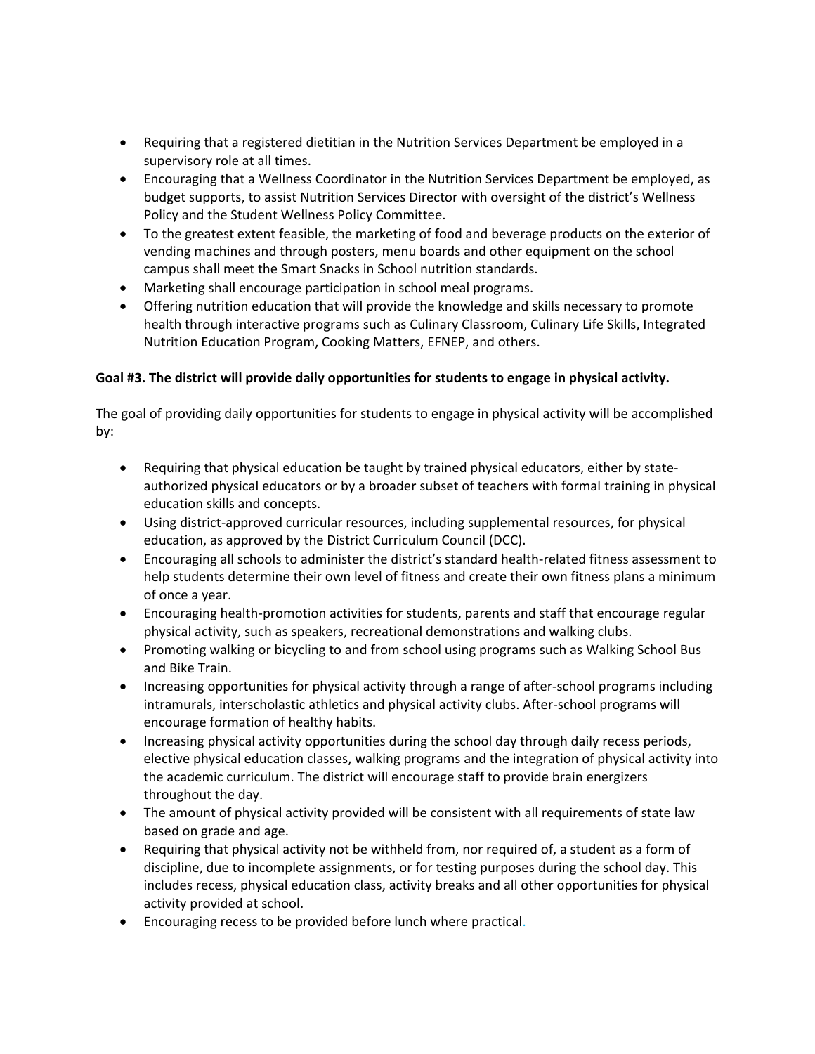- Requiring that a registered dietitian in the Nutrition Services Department be employed in a supervisory role at all times.
- Encouraging that a Wellness Coordinator in the Nutrition Services Department be employed, as budget supports, to assist Nutrition Services Director with oversight of the district's Wellness Policy and the Student Wellness Policy Committee.
- To the greatest extent feasible, the marketing of food and beverage products on the exterior of vending machines and through posters, menu boards and other equipment on the school campus shall meet the Smart Snacks in School nutrition standards.
- Marketing shall encourage participation in school meal programs.
- Offering nutrition education that will provide the knowledge and skills necessary to promote health through interactive programs such as Culinary Classroom, Culinary Life Skills, Integrated Nutrition Education Program, Cooking Matters, EFNEP, and others.

**Goal #3. The district will provide daily opportunities for students to engage in physical activity.**

The goal of providing daily opportunities for students to engage in physical activity will be accomplished by:

- Requiring that physical education be taught by trained physical educators, either by state-authorized physical educators or by a broader subset of teachers with formal training in physical education skills and concepts.
- Using district-approved curricular resources, including supplemental resources, for physical education, as approved by the District Curriculum Council (DCC).
- Encouraging all schools to administer the district's standard health-related fitness assessment to help students determine their own level of fitness and create their own fitness plans a minimum of once a year.
- Encouraging health-promotion activities for students, parents and staff that encourage regular physical activity, such as speakers, recreational demonstrations and walking clubs.
- Promoting walking or bicycling to and from school using programs such as Walking School Bus and Bike Train.
- Increasing opportunities for physical activity through a range of after-school programs including intramurals, interscholastic athletics and physical activity clubs. After-school programs will encourage formation of healthy habits.
- Increasing physical activity opportunities during the school day through daily recess periods, elective physical education classes, walking programs and the integration of physical activity into the academic curriculum. The district will encourage staff to provide brain energizers throughout the day.
- The amount of physical activity provided will be consistent with all requirements of state law based on grade and age.
- Requiring that physical activity not be withheld from, nor required of, a student as a form of discipline, due to incomplete assignments, or for testing purposes during the school day. This includes recess, physical education class, activity breaks and all other opportunities for physical activity provided at school.
- Encouraging recess to be provided before lunch where practical.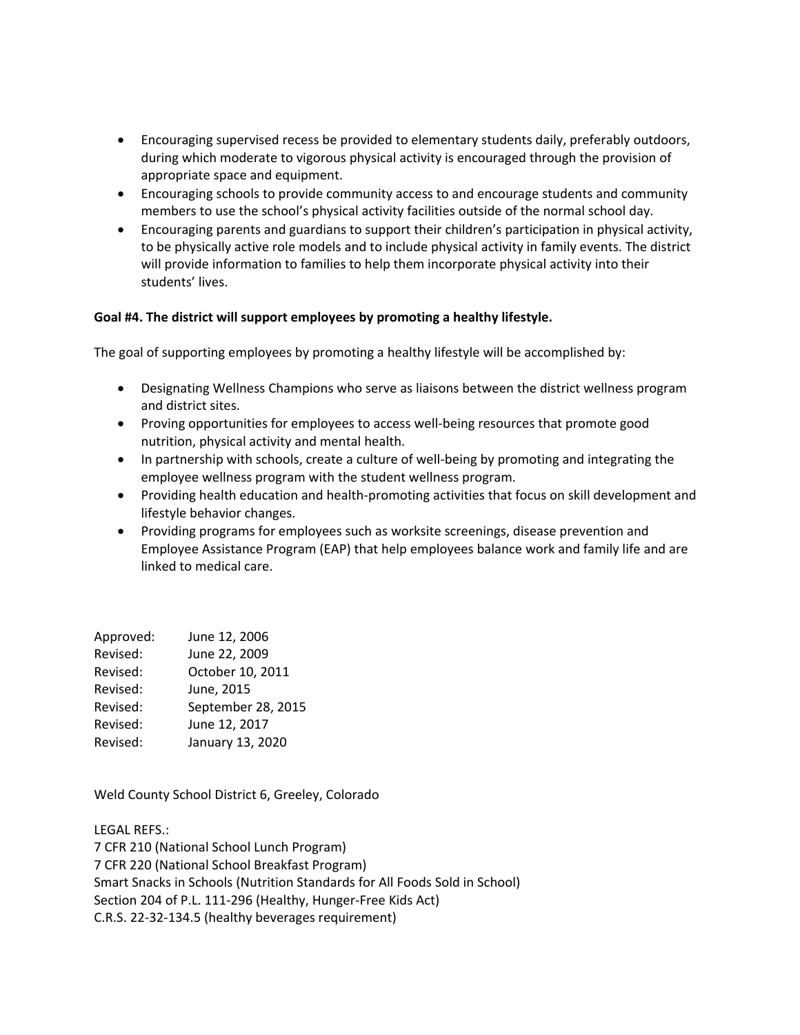- Encouraging supervised recess be provided to elementary students daily, preferably outdoors, during which moderate to vigorous physical activity is encouraged through the provision of appropriate space and equipment.
- Encouraging schools to provide community access to and encourage students and community members to use the school's physical activity facilities outside of the normal school day.
- Encouraging parents and guardians to support their children's participation in physical activity, to be physically active role models and to include physical activity in family events. The district will provide information to families to help them incorporate physical activity into their students' lives.

**Goal #4. The district will support employees by promoting a healthy lifestyle.**

The goal of supporting employees by promoting a healthy lifestyle will be accomplished by:

- Designating Wellness Champions who serve as liaisons between the district wellness program and district sites.
- Proving opportunities for employees to access well-being resources that promote good nutrition, physical activity and mental health.
- In partnership with schools, create a culture of well-being by promoting and integrating the employee wellness program with the student wellness program.
- Providing health education and health-promoting activities that focus on skill development and lifestyle behavior changes.
- Providing programs for employees such as worksite screenings, disease prevention and Employee Assistance Program (EAP) that help employees balance work and family life and are linked to medical care.

Approved: June 12, 2006
Revised: June 22, 2009
Revised: October 10, 2011
Revised: June, 2015
Revised: September 28, 2015
Revised: June 12, 2017
Revised: January 13, 2020

Weld County School District 6, Greeley, Colorado

LEGAL REFS.:
7 CFR 210 (National School Lunch Program)
7 CFR 220 (National School Breakfast Program)
Smart Snacks in Schools (Nutrition Standards for All Foods Sold in School)
Section 204 of P.L. 111-296 (Healthy, Hunger-Free Kids Act)
C.R.S. 22-32-134.5 (healthy beverages requirement)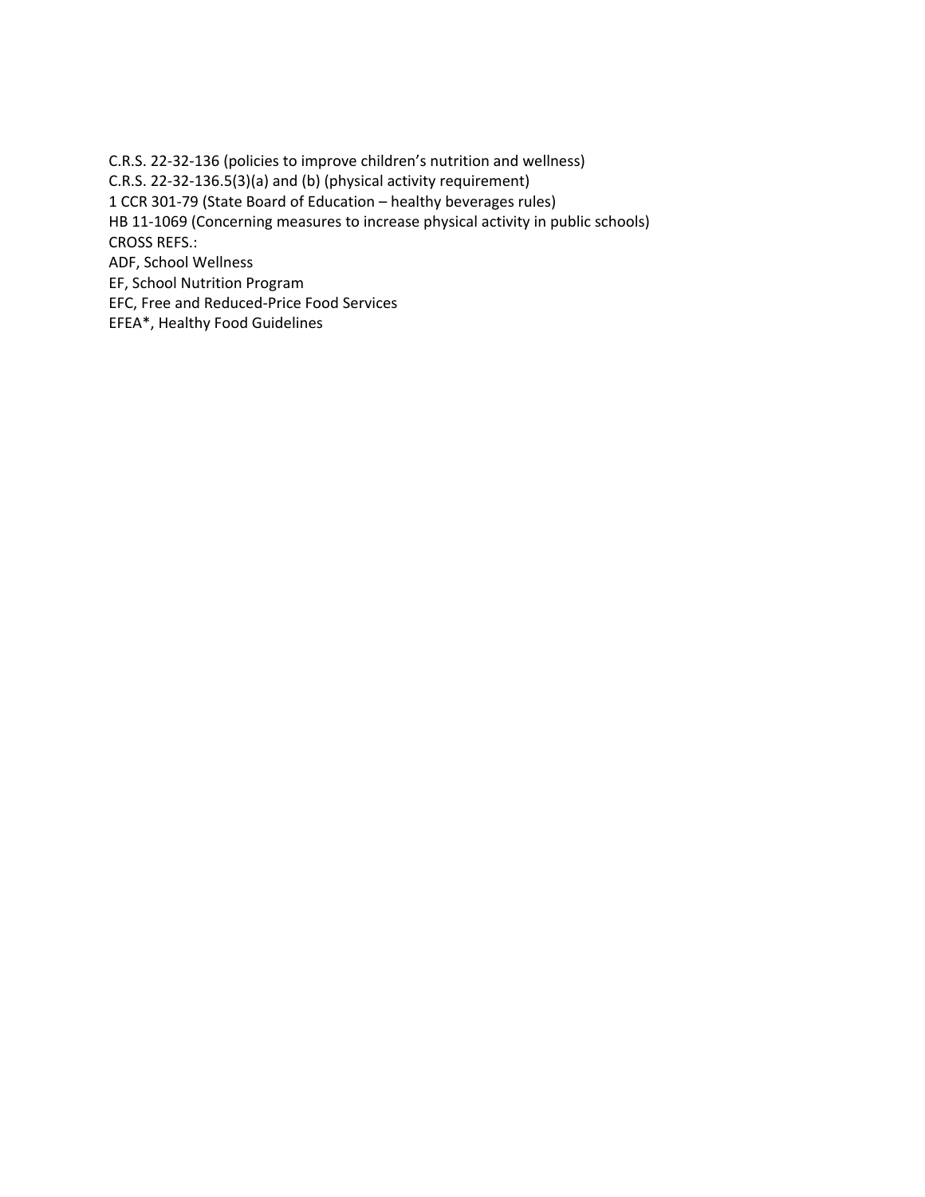C.R.S. 22-32-136 (policies to improve children's nutrition and wellness)
C.R.S. 22-32-136.5(3)(a) and (b) (physical activity requirement)
1 CCR 301-79 (State Board of Education – healthy beverages rules)
HB 11-1069 (Concerning measures to increase physical activity in public schools)
CROSS REFS.:
ADF, School Wellness
EF, School Nutrition Program
EFC, Free and Reduced-Price Food Services
EFEA*, Healthy Food Guidelines